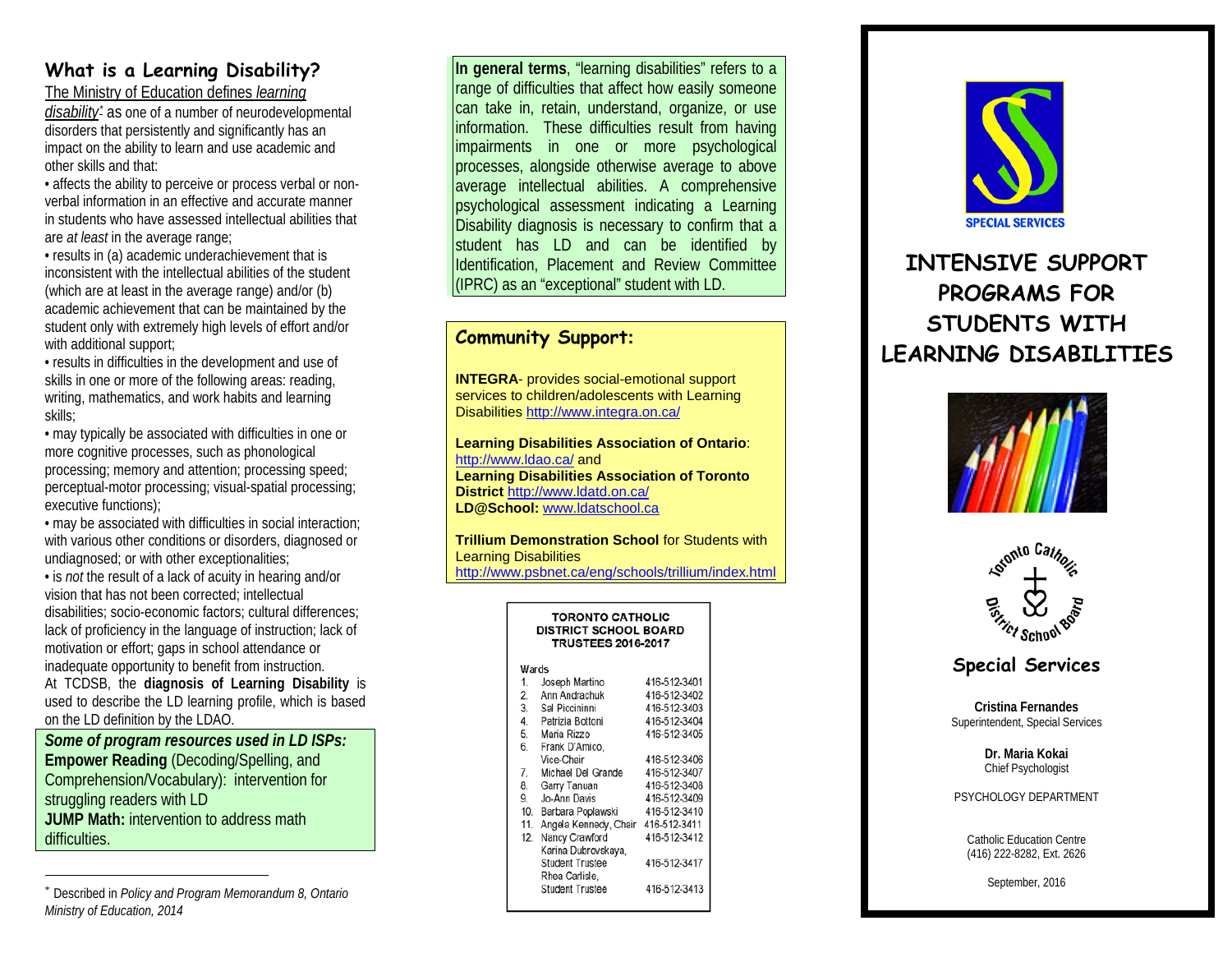## What is a Learning Disability?

The Ministry of Education defines *learning disability*[*] as one of a number of neurodevelopmental disorders that persistently and significantly has an impact on the ability to learn and use academic and other skills and that:

- affects the ability to perceive or process verbal or non-verbal information in an effective and accurate manner in students who have assessed intellectual abilities that are *at least* in the average range;
- results in (a) academic underachievement that is inconsistent with the intellectual abilities of the student (which are at least in the average range) and/or (b) academic achievement that can be maintained by the student only with extremely high levels of effort and/or with additional support;
- results in difficulties in the development and use of skills in one or more of the following areas: reading, writing, mathematics, and work habits and learning skills;
- may typically be associated with difficulties in one or more cognitive processes, such as phonological processing; memory and attention; processing speed; perceptual-motor processing; visual-spatial processing; executive functions);
- may be associated with difficulties in social interaction; with various other conditions or disorders, diagnosed or undiagnosed; or with other exceptionalities;
- is *not* the result of a lack of acuity in hearing and/or vision that has not been corrected; intellectual disabilities; socio-economic factors; cultural differences; lack of proficiency in the language of instruction; lack of motivation or effort; gaps in school attendance or inadequate opportunity to benefit from instruction.

At TCDSB, the **diagnosis of Learning Disability** is used to describe the LD learning profile, which is based on the LDAO definition by the LDAO.

***Some of program resources used in LD ISPs:***
**Empower Reading** (Decoding/Spelling, and Comprehension/Vocabulary): intervention for struggling readers with LD
**JUMP Math:** intervention to address math difficulties.

[*] Described in *Policy and Program Memorandum 8, Ontario Ministry of Education, 2014*

**In general terms**, "learning disabilities" refers to a range of difficulties that affect how easily someone can take in, retain, understand, organize, or use information. These difficulties result from having impairments in one or more psychological processes, alongside otherwise average to above average intellectual abilities. A comprehensive psychological assessment indicating a Learning Disability diagnosis is necessary to confirm that a student has LD and can be identified by Identification, Placement and Review Committee (IPRC) as an "exceptional" student with LD.

## Community Support:

**INTEGRA**- provides social-emotional support services to children/adolescents with Learning Disabilities http://www.integra.on.ca/

**Learning Disabilities Association of Ontario**: http://www.ldao.ca/ and
**Learning Disabilities Association of Toronto District** http://www.ldatd.on.ca/
**LD@School:** www.ldatschool.ca

**Trillium Demonstration School** for Students with Learning Disabilities
http://www.psbnet.ca/eng/schools/trillium/index.html

**TORONTO CATHOLIC DISTRICT SCHOOL BOARD TRUSTEES 2016-2017**

| Wards | | |
|---|---|---|
| 1. | Joseph Martino | 416-512-3401 |
| 2. | Ann Andrachuk | 416-512-3402 |
| 3. | Sal Piccininni | 416-512-3403 |
| 4. | Patrizia Bottoni | 416-512-3404 |
| 5. | Maria Rizzo | 416-512-3405 |
| 6. | Frank D'Amico, Vice-Chair | 416-512-3406 |
| 7. | Michael Del Grande | 416-512-3407 |
| 8. | Garry Tanuan | 416-512-3408 |
| 9. | Jo-Ann Davis | 416-512-3409 |
| 10. | Barbara Poplawski | 416-512-3410 |
| 11. | Angela Kennedy, Chair | 416-512-3411 |
| 12. | Nancy Crawford | 416-512-3412 |
| | Karina Dubrovskaya, Student Trustee | 416-512-3417 |
| | Rhea Carlisle, Student Trustee | 416-512-3413 |

SPECIAL SERVICES

# INTENSIVE SUPPORT PROGRAMS FOR STUDENTS WITH LEARNING DISABILITIES

Toronto Catholic District School Board

## Special Services

**Cristina Fernandes**
Superintendent, Special Services

**Dr. Maria Kokai**
Chief Psychologist

PSYCHOLOGY DEPARTMENT

Catholic Education Centre
(416) 222-8282, Ext. 2626

September, 2016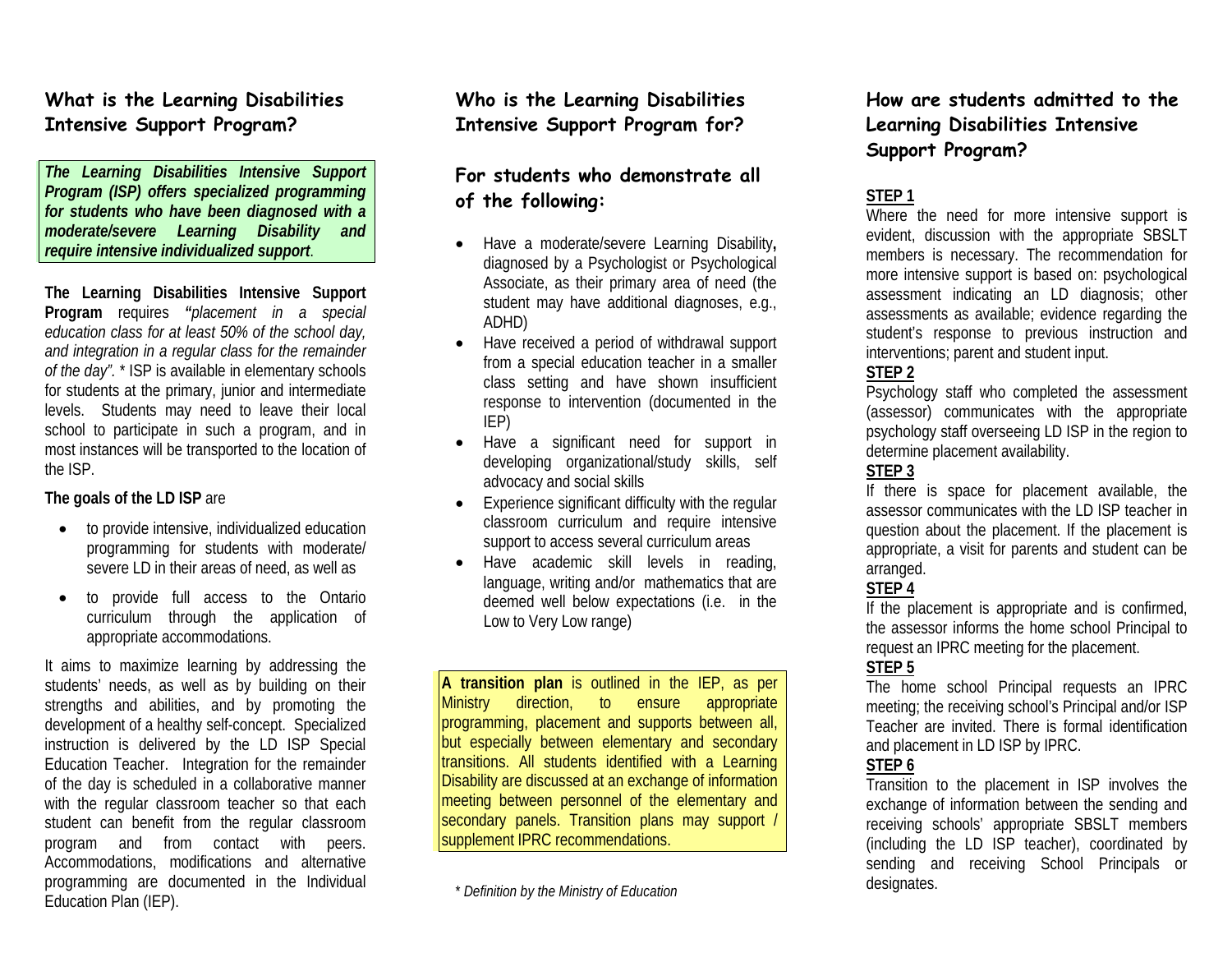## What is the Learning Disabilities Intensive Support Program?

***The Learning Disabilities Intensive Support Program (ISP) offers specialized programming for students who have been diagnosed with a moderate/severe Learning Disability and require intensive individualized support*.**

**The Learning Disabilities Intensive Support Program** requires ***"****placement in a special education class for at least 50% of the school day, and integration in a regular class for the remainder of the day".* * ISP is available in elementary schools for students at the primary, junior and intermediate levels. Students may need to leave their local school to participate in such a program, and in most instances will be transported to the location of the ISP.

**The goals of the LD ISP** are

- to provide intensive, individualized education programming for students with moderate/ severe LD in their areas of need, as well as
- to provide full access to the Ontario curriculum through the application of appropriate accommodations.

It aims to maximize learning by addressing the students' needs, as well as by building on their strengths and abilities, and by promoting the development of a healthy self-concept. Specialized instruction is delivered by the LD ISP Special Education Teacher. Integration for the remainder of the day is scheduled in a collaborative manner with the regular classroom teacher so that each student can benefit from the regular classroom program and from contact with peers. Accommodations, modifications and alternative programming are documented in the Individual Education Plan (IEP).

## Who is the Learning Disabilities Intensive Support Program for?

### For students who demonstrate all of the following:

- Have a moderate/severe Learning Disability**,** diagnosed by a Psychologist or Psychological Associate, as their primary area of need (the student may have additional diagnoses, e.g., ADHD)
- Have received a period of withdrawal support from a special education teacher in a smaller class setting and have shown insufficient response to intervention (documented in the IEP)
- Have a significant need for support in developing organizational/study skills, self advocacy and social skills
- Experience significant difficulty with the regular classroom curriculum and require intensive support to access several curriculum areas
- Have academic skill levels in reading, language, writing and/or mathematics that are deemed well below expectations (i.e. in the Low to Very Low range)

**A transition plan** is outlined in the IEP, as per Ministry direction, to ensure appropriate programming, placement and supports between all, but especially between elementary and secondary transitions. All students identified with a Learning Disability are discussed at an exchange of information meeting between personnel of the elementary and secondary panels. Transition plans may support / supplement IPRC recommendations.

*\* Definition by the Ministry of Education*

## How are students admitted to the Learning Disabilities Intensive Support Program?

**STEP 1**

Where the need for more intensive support is evident, discussion with the appropriate SBSLT members is necessary. The recommendation for more intensive support is based on: psychological assessment indicating an LD diagnosis; other assessments as available; evidence regarding the student's response to previous instruction and interventions; parent and student input.

**STEP 2**

Psychology staff who completed the assessment (assessor) communicates with the appropriate psychology staff overseeing LD ISP in the region to determine placement availability.

**STEP 3**

If there is space for placement available, the assessor communicates with the LD ISP teacher in question about the placement. If the placement is appropriate, a visit for parents and student can be arranged.

**STEP 4**

If the placement is appropriate and is confirmed, the assessor informs the home school Principal to request an IPRC meeting for the placement.

**STEP 5**

The home school Principal requests an IPRC meeting; the receiving school's Principal and/or ISP Teacher are invited. There is formal identification and placement in LD ISP by IPRC.

**STEP 6**

Transition to the placement in ISP involves the exchange of information between the sending and receiving schools' appropriate SBSLT members (including the LD ISP teacher), coordinated by sending and receiving School Principals or designates.